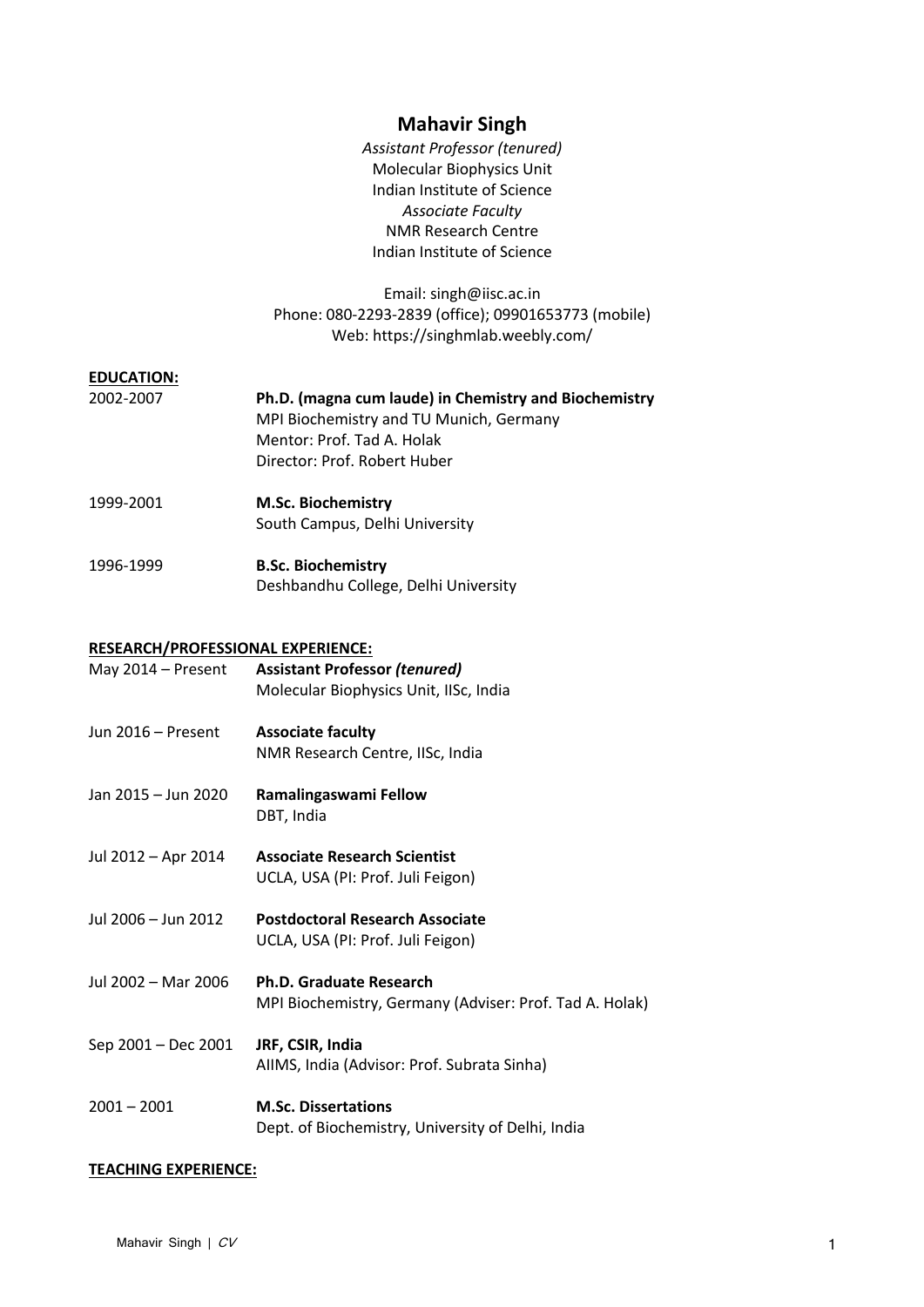# Mahavir Singh

*Assistant Professor (tenured)*
Molecular Biophysics Unit
Indian Institute of Science
*Associate Faculty*
NMR Research Centre
Indian Institute of Science

Email: singh@iisc.ac.in
Phone: 080-2293-2839 (office); 09901653773 (mobile)
Web: https://singhmlab.weebly.com/

## EDUCATION:

2002-2007 **Ph.D. (magna cum laude) in Chemistry and Biochemistry**
MPI Biochemistry and TU Munich, Germany
Mentor: Prof. Tad A. Holak
Director: Prof. Robert Huber

1999-2001 **M.Sc. Biochemistry**
South Campus, Delhi University

1996-1999 **B.Sc. Biochemistry**
Deshbandhu College, Delhi University

## RESEARCH/PROFESSIONAL EXPERIENCE:

May 2014 – Present **Assistant Professor *(tenured)***
Molecular Biophysics Unit, IISc, India

Jun 2016 – Present **Associate faculty**
NMR Research Centre, IISc, India

Jan 2015 – Jun 2020 **Ramalingaswami Fellow**
DBT, India

Jul 2012 – Apr 2014 **Associate Research Scientist**
UCLA, USA (PI: Prof. Juli Feigon)

Jul 2006 – Jun 2012 **Postdoctoral Research Associate**
UCLA, USA (PI: Prof. Juli Feigon)

Jul 2002 – Mar 2006 **Ph.D. Graduate Research**
MPI Biochemistry, Germany (Adviser: Prof. Tad A. Holak)

Sep 2001 – Dec 2001 **JRF, CSIR, India**
AIIMS, India (Advisor: Prof. Subrata Sinha)

2001 – 2001 **M.Sc. Dissertations**
Dept. of Biochemistry, University of Delhi, India

## TEACHING EXPERIENCE: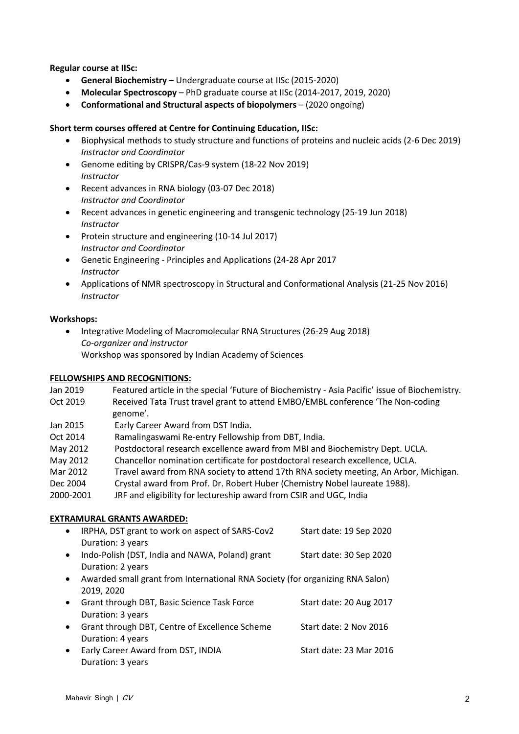**Regular course at IISc:**

- **General Biochemistry** – Undergraduate course at IISc (2015-2020)
- **Molecular Spectroscopy** – PhD graduate course at IISc (2014-2017, 2019, 2020)
- **Conformational and Structural aspects of biopolymers** – (2020 ongoing)

**Short term courses offered at Centre for Continuing Education, IISc:**

- Biophysical methods to study structure and functions of proteins and nucleic acids (2-6 Dec 2019)
  *Instructor and Coordinator*
- Genome editing by CRISPR/Cas-9 system (18-22 Nov 2019)
  *Instructor*
- Recent advances in RNA biology (03-07 Dec 2018)
  *Instructor and Coordinator*
- Recent advances in genetic engineering and transgenic technology (25-19 Jun 2018)
  *Instructor*
- Protein structure and engineering (10-14 Jul 2017)
  *Instructor and Coordinator*
- Genetic Engineering - Principles and Applications (24-28 Apr 2017
  *Instructor*
- Applications of NMR spectroscopy in Structural and Conformational Analysis (21-25 Nov 2016)
  *Instructor*

**Workshops:**

- Integrative Modeling of Macromolecular RNA Structures (26-29 Aug 2018)
  *Co-organizer and instructor*
  Workshop was sponsored by Indian Academy of Sciences

## FELLOWSHIPS AND RECOGNITIONS:

| | |
|---|---|
| Jan 2019 | Featured article in the special 'Future of Biochemistry - Asia Pacific' issue of Biochemistry. |
| Oct 2019 | Received Tata Trust travel grant to attend EMBO/EMBL conference 'The Non-coding genome'. |
| Jan 2015 | Early Career Award from DST India. |
| Oct 2014 | Ramalingaswami Re-entry Fellowship from DBT, India. |
| May 2012 | Postdoctoral research excellence award from MBI and Biochemistry Dept. UCLA. |
| May 2012 | Chancellor nomination certificate for postdoctoral research excellence, UCLA. |
| Mar 2012 | Travel award from RNA society to attend 17th RNA society meeting, An Arbor, Michigan. |
| Dec 2004 | Crystal award from Prof. Dr. Robert Huber (Chemistry Nobel laureate 1988). |
| 2000-2001 | JRF and eligibility for lectureship award from CSIR and UGC, India |

## EXTRAMURAL GRANTS AWARDED:

- IRPHA, DST grant to work on aspect of SARS-Cov2 — Start date: 19 Sep 2020
  Duration: 3 years
- Indo-Polish (DST, India and NAWA, Poland) grant — Start date: 30 Sep 2020
  Duration: 2 years
- Awarded small grant from International RNA Society (for organizing RNA Salon)
  2019, 2020
- Grant through DBT, Basic Science Task Force — Start date: 20 Aug 2017
  Duration: 3 years
- Grant through DBT, Centre of Excellence Scheme — Start date: 2 Nov 2016
  Duration: 4 years
- Early Career Award from DST, INDIA — Start date: 23 Mar 2016
  Duration: 3 years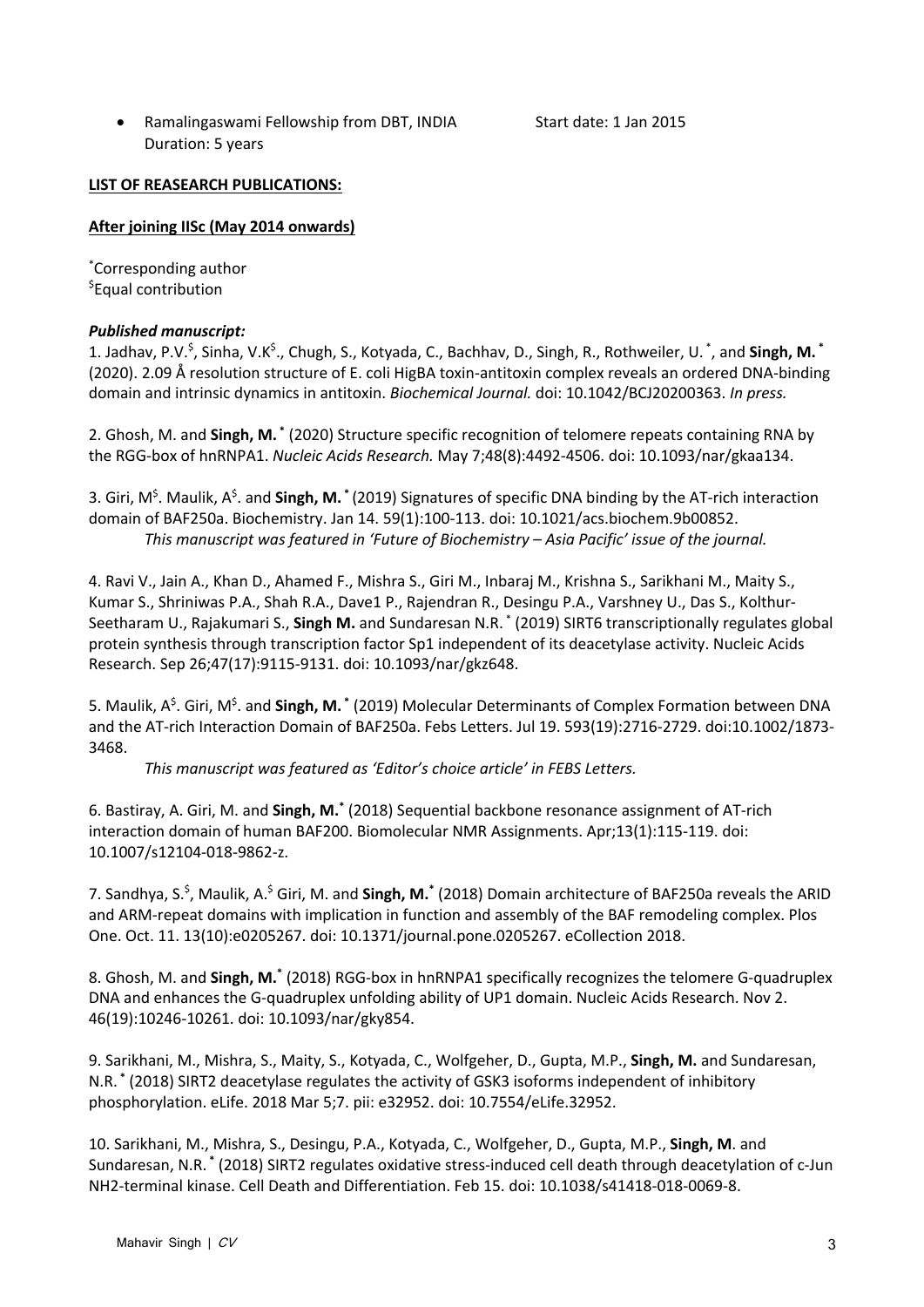- Ramalingaswami Fellowship from DBT, INDIA  Start date: 1 Jan 2015
  Duration: 5 years

**LIST OF REASEARCH PUBLICATIONS:**

**After joining IISc (May 2014 onwards)**

*Corresponding author
$Equal contribution

***Published manuscript:***

1. Jadhav, P.V.$, Sinha, V.K$., Chugh, S., Kotyada, C., Bachhav, D., Singh, R., Rothweiler, U. *, and **Singh, M.** * (2020). 2.09 Å resolution structure of E. coli HigBA toxin-antitoxin complex reveals an ordered DNA-binding domain and intrinsic dynamics in antitoxin. *Biochemical Journal.* doi: 10.1042/BCJ20200363. *In press.*

2. Ghosh, M. and **Singh, M.** * (2020) Structure specific recognition of telomere repeats containing RNA by the RGG-box of hnRNPA1. *Nucleic Acids Research.* May 7;48(8):4492-4506. doi: 10.1093/nar/gkaa134.

3. Giri, M$. Maulik, A$. and **Singh, M.** * (2019) Signatures of specific DNA binding by the AT-rich interaction domain of BAF250a. Biochemistry. Jan 14. 59(1):100-113. doi: 10.1021/acs.biochem.9b00852.
   *This manuscript was featured in 'Future of Biochemistry – Asia Pacific' issue of the journal.*

4. Ravi V., Jain A., Khan D., Ahamed F., Mishra S., Giri M., Inbaraj M., Krishna S., Sarikhani M., Maity S., Kumar S., Shriniwas P.A., Shah R.A., Dave1 P., Rajendran R., Desingu P.A., Varshney U., Das S., Kolthur-Seetharam U., Rajakumari S., **Singh M.** and Sundaresan N.R. * (2019) SIRT6 transcriptionally regulates global protein synthesis through transcription factor Sp1 independent of its deacetylase activity. Nucleic Acids Research. Sep 26;47(17):9115-9131. doi: 10.1093/nar/gkz648.

5. Maulik, A$. Giri, M$. and **Singh, M.** * (2019) Molecular Determinants of Complex Formation between DNA and the AT-rich Interaction Domain of BAF250a. Febs Letters. Jul 19. 593(19):2716-2729. doi:10.1002/1873-3468.
   *This manuscript was featured as 'Editor's choice article' in FEBS Letters.*

6. Bastiray, A. Giri, M. and **Singh, M.*** (2018) Sequential backbone resonance assignment of AT-rich interaction domain of human BAF200. Biomolecular NMR Assignments. Apr;13(1):115-119. doi: 10.1007/s12104-018-9862-z.

7. Sandhya, S.$, Maulik, A.$ Giri, M. and **Singh, M.*** (2018) Domain architecture of BAF250a reveals the ARID and ARM-repeat domains with implication in function and assembly of the BAF remodeling complex. Plos One. Oct. 11. 13(10):e0205267. doi: 10.1371/journal.pone.0205267. eCollection 2018.

8. Ghosh, M. and **Singh, M.*** (2018) RGG-box in hnRNPA1 specifically recognizes the telomere G-quadruplex DNA and enhances the G-quadruplex unfolding ability of UP1 domain. Nucleic Acids Research. Nov 2. 46(19):10246-10261. doi: 10.1093/nar/gky854.

9. Sarikhani, M., Mishra, S., Maity, S., Kotyada, C., Wolfgeher, D., Gupta, M.P., **Singh, M.** and Sundaresan, N.R. * (2018) SIRT2 deacetylase regulates the activity of GSK3 isoforms independent of inhibitory phosphorylation. eLife. 2018 Mar 5;7. pii: e32952. doi: 10.7554/eLife.32952.

10. Sarikhani, M., Mishra, S., Desingu, P.A., Kotyada, C., Wolfgeher, D., Gupta, M.P., **Singh, M**. and Sundaresan, N.R. * (2018) SIRT2 regulates oxidative stress-induced cell death through deacetylation of c-Jun NH2-terminal kinase. Cell Death and Differentiation. Feb 15. doi: 10.1038/s41418-018-0069-8.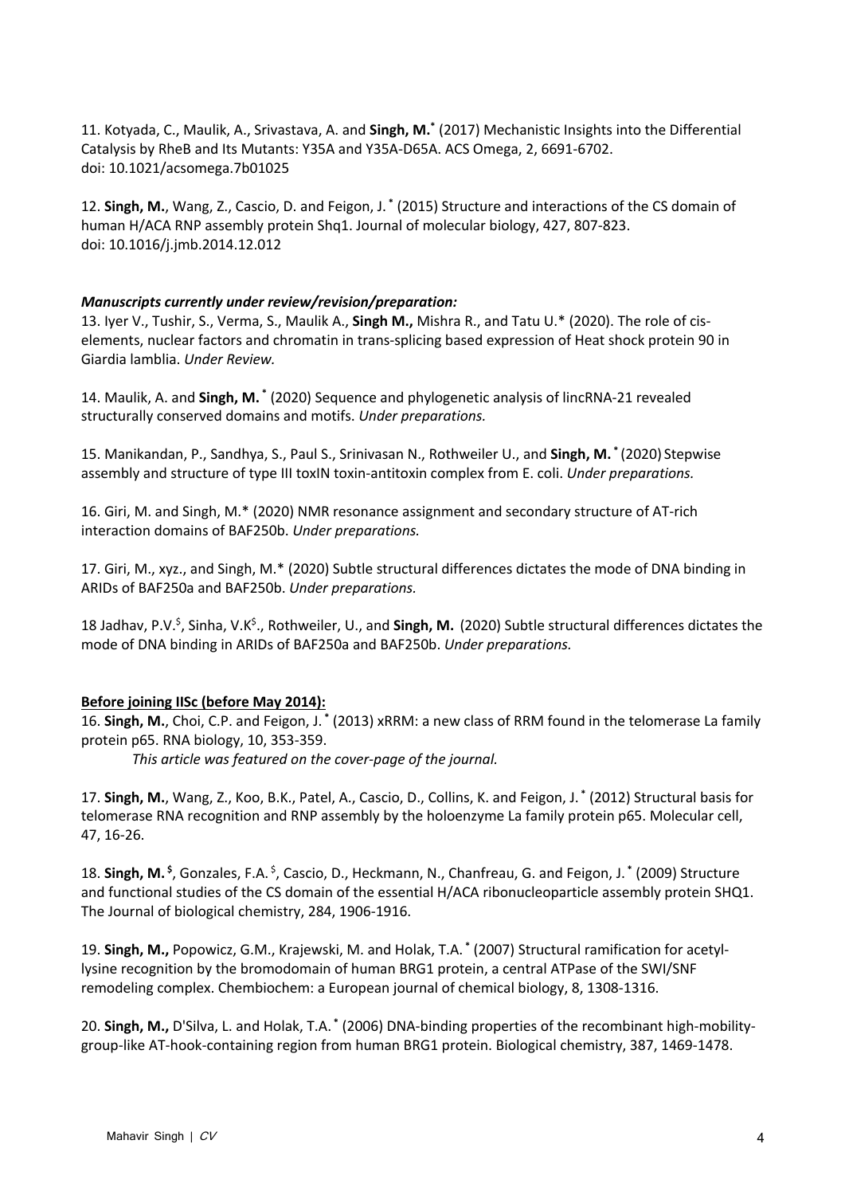11. Kotyada, C., Maulik, A., Srivastava, A. and **Singh, M.**[*] (2017) Mechanistic Insights into the Differential Catalysis by RheB and Its Mutants: Y35A and Y35A-D65A. ACS Omega, 2, 6691-6702. doi: 10.1021/acsomega.7b01025

12. **Singh, M.**, Wang, Z., Cascio, D. and Feigon, J.[*] (2015) Structure and interactions of the CS domain of human H/ACA RNP assembly protein Shq1. Journal of molecular biology, 427, 807-823. doi: 10.1016/j.jmb.2014.12.012

***Manuscripts currently under review/revision/preparation:***

13. Iyer V., Tushir, S., Verma, S., Maulik A., **Singh M.,** Mishra R., and Tatu U.* (2020). The role of cis-elements, nuclear factors and chromatin in trans-splicing based expression of Heat shock protein 90 in Giardia lamblia. *Under Review.*

14. Maulik, A. and **Singh, M.**[*] (2020) Sequence and phylogenetic analysis of lincRNA-21 revealed structurally conserved domains and motifs. *Under preparations.*

15. Manikandan, P., Sandhya, S., Paul S., Srinivasan N., Rothweiler U., and **Singh, M.**[*] (2020) Stepwise assembly and structure of type III toxIN toxin-antitoxin complex from E. coli. *Under preparations.*

16. Giri, M. and Singh, M.* (2020) NMR resonance assignment and secondary structure of AT-rich interaction domains of BAF250b. *Under preparations.*

17. Giri, M., xyz., and Singh, M.* (2020) Subtle structural differences dictates the mode of DNA binding in ARIDs of BAF250a and BAF250b. *Under preparations.*

18 Jadhav, P.V.[$], Sinha, V.K[$]., Rothweiler, U., and **Singh, M.** (2020) Subtle structural differences dictates the mode of DNA binding in ARIDs of BAF250a and BAF250b. *Under preparations.*

**Before joining IISc (before May 2014):**

16. **Singh, M.**, Choi, C.P. and Feigon, J.[*] (2013) xRRM: a new class of RRM found in the telomerase La family protein p65. RNA biology, 10, 353-359.
    *This article was featured on the cover-page of the journal.*

17. **Singh, M.**, Wang, Z., Koo, B.K., Patel, A., Cascio, D., Collins, K. and Feigon, J.[*] (2012) Structural basis for telomerase RNA recognition and RNP assembly by the holoenzyme La family protein p65. Molecular cell, 47, 16-26.

18. **Singh, M.**[$], Gonzales, F.A.[$], Cascio, D., Heckmann, N., Chanfreau, G. and Feigon, J.[*] (2009) Structure and functional studies of the CS domain of the essential H/ACA ribonucleoparticle assembly protein SHQ1. The Journal of biological chemistry, 284, 1906-1916.

19. **Singh, M.,** Popowicz, G.M., Krajewski, M. and Holak, T.A.[*] (2007) Structural ramification for acetyl-lysine recognition by the bromodomain of human BRG1 protein, a central ATPase of the SWI/SNF remodeling complex. Chembiochem: a European journal of chemical biology, 8, 1308-1316.

20. **Singh, M.,** D'Silva, L. and Holak, T.A.[*] (2006) DNA-binding properties of the recombinant high-mobility-group-like AT-hook-containing region from human BRG1 protein. Biological chemistry, 387, 1469-1478.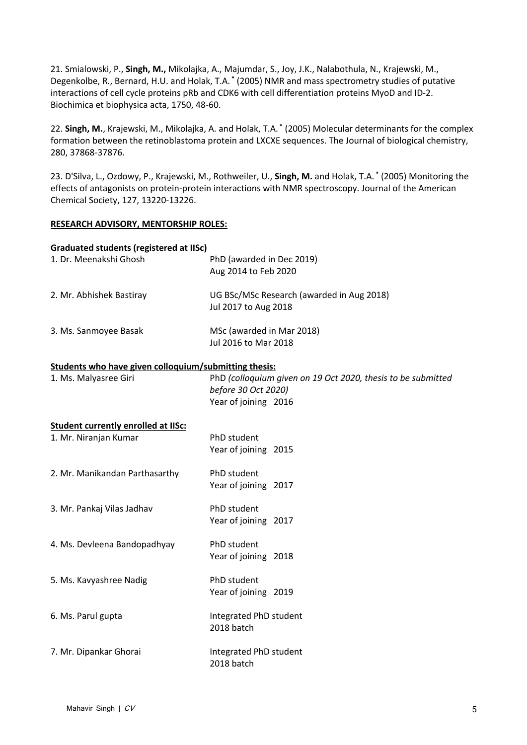21. Smialowski, P., **Singh, M.,** Mikolajka, A., Majumdar, S., Joy, J.K., Nalabothula, N., Krajewski, M., Degenkolbe, R., Bernard, H.U. and Holak, T.A.* (2005) NMR and mass spectrometry studies of putative interactions of cell cycle proteins pRb and CDK6 with cell differentiation proteins MyoD and ID-2. Biochimica et biophysica acta, 1750, 48-60.

22. **Singh, M.**, Krajewski, M., Mikolajka, A. and Holak, T.A.* (2005) Molecular determinants for the complex formation between the retinoblastoma protein and LXCXE sequences. The Journal of biological chemistry, 280, 37868-37876.

23. D'Silva, L., Ozdowy, P., Krajewski, M., Rothweiler, U., **Singh, M.** and Holak, T.A.* (2005) Monitoring the effects of antagonists on protein-protein interactions with NMR spectroscopy. Journal of the American Chemical Society, 127, 13220-13226.

## RESEARCH ADVISORY, MENTORSHIP ROLES:

**Graduated students (registered at IISc)**

| | |
|---|---|
| 1. Dr. Meenakshi Ghosh | PhD (awarded in Dec 2019)<br>Aug 2014 to Feb 2020 |
| 2. Mr. Abhishek Bastiray | UG BSc/MSc Research (awarded in Aug 2018)<br>Jul 2017 to Aug 2018 |
| 3. Ms. Sanmoyee Basak | MSc (awarded in Mar 2018)<br>Jul 2016 to Mar 2018 |

**Students who have given colloquium/submitting thesis:**

| | |
|---|---|
| 1. Ms. Malyasree Giri | PhD *(colloquium given on 19 Oct 2020, thesis to be submitted before 30 Oct 2020)*<br>Year of joining 2016 |

**Student currently enrolled at IISc:**

| | |
|---|---|
| 1. Mr. Niranjan Kumar | PhD student<br>Year of joining 2015 |
| 2. Mr. Manikandan Parthasarthy | PhD student<br>Year of joining 2017 |
| 3. Mr. Pankaj Vilas Jadhav | PhD student<br>Year of joining 2017 |
| 4. Ms. Devleena Bandopadhyay | PhD student<br>Year of joining 2018 |
| 5. Ms. Kavyashree Nadig | PhD student<br>Year of joining 2019 |
| 6. Ms. Parul gupta | Integrated PhD student<br>2018 batch |
| 7. Mr. Dipankar Ghorai | Integrated PhD student<br>2018 batch |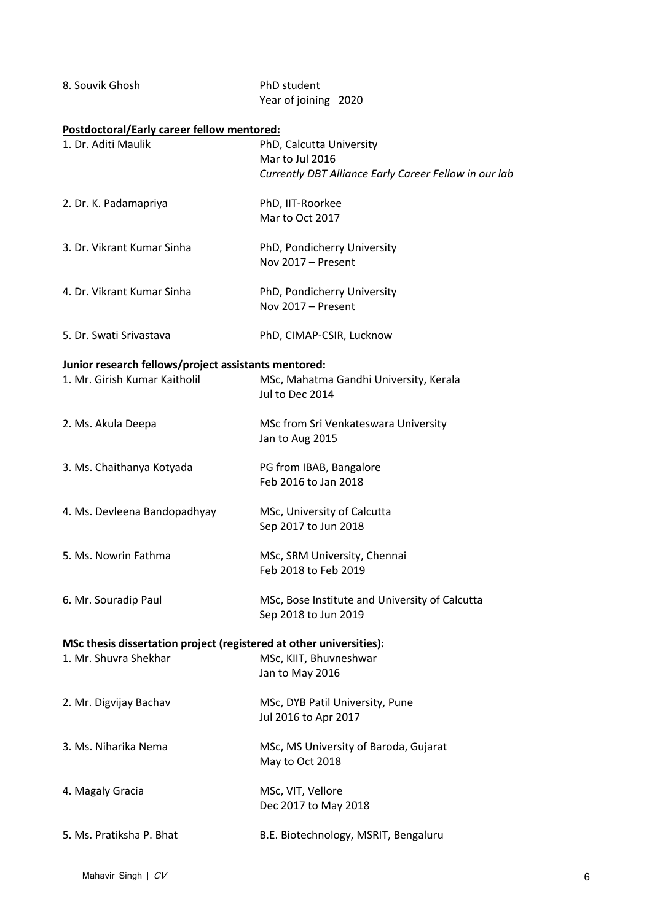8. Souvik Ghosh — PhD student  
Year of joining 2020

**Postdoctoral/Early career fellow mentored:**

1. Dr. Aditi Maulik — PhD, Calcutta University  
Mar to Jul 2016  
*Currently DBT Alliance Early Career Fellow in our lab*

2. Dr. K. Padamapriya — PhD, IIT-Roorkee  
Mar to Oct 2017

3. Dr. Vikrant Kumar Sinha — PhD, Pondicherry University  
Nov 2017 – Present

4. Dr. Vikrant Kumar Sinha — PhD, Pondicherry University  
Nov 2017 – Present

5. Dr. Swati Srivastava — PhD, CIMAP-CSIR, Lucknow

**Junior research fellows/project assistants mentored:**

1. Mr. Girish Kumar Kaitholil — MSc, Mahatma Gandhi University, Kerala  
Jul to Dec 2014

2. Ms. Akula Deepa — MSc from Sri Venkateswara University  
Jan to Aug 2015

3. Ms. Chaithanya Kotyada — PG from IBAB, Bangalore  
Feb 2016 to Jan 2018

4. Ms. Devleena Bandopadhyay — MSc, University of Calcutta  
Sep 2017 to Jun 2018

5. Ms. Nowrin Fathma — MSc, SRM University, Chennai  
Feb 2018 to Feb 2019

6. Mr. Souradip Paul — MSc, Bose Institute and University of Calcutta  
Sep 2018 to Jun 2019

**MSc thesis dissertation project (registered at other universities):**

1. Mr. Shuvra Shekhar — MSc, KIIT, Bhuvneshwar  
Jan to May 2016

2. Mr. Digvijay Bachav — MSc, DYB Patil University, Pune  
Jul 2016 to Apr 2017

3. Ms. Niharika Nema — MSc, MS University of Baroda, Gujarat  
May to Oct 2018

4. Magaly Gracia — MSc, VIT, Vellore  
Dec 2017 to May 2018

5. Ms. Pratiksha P. Bhat — B.E. Biotechnology, MSRIT, Bengaluru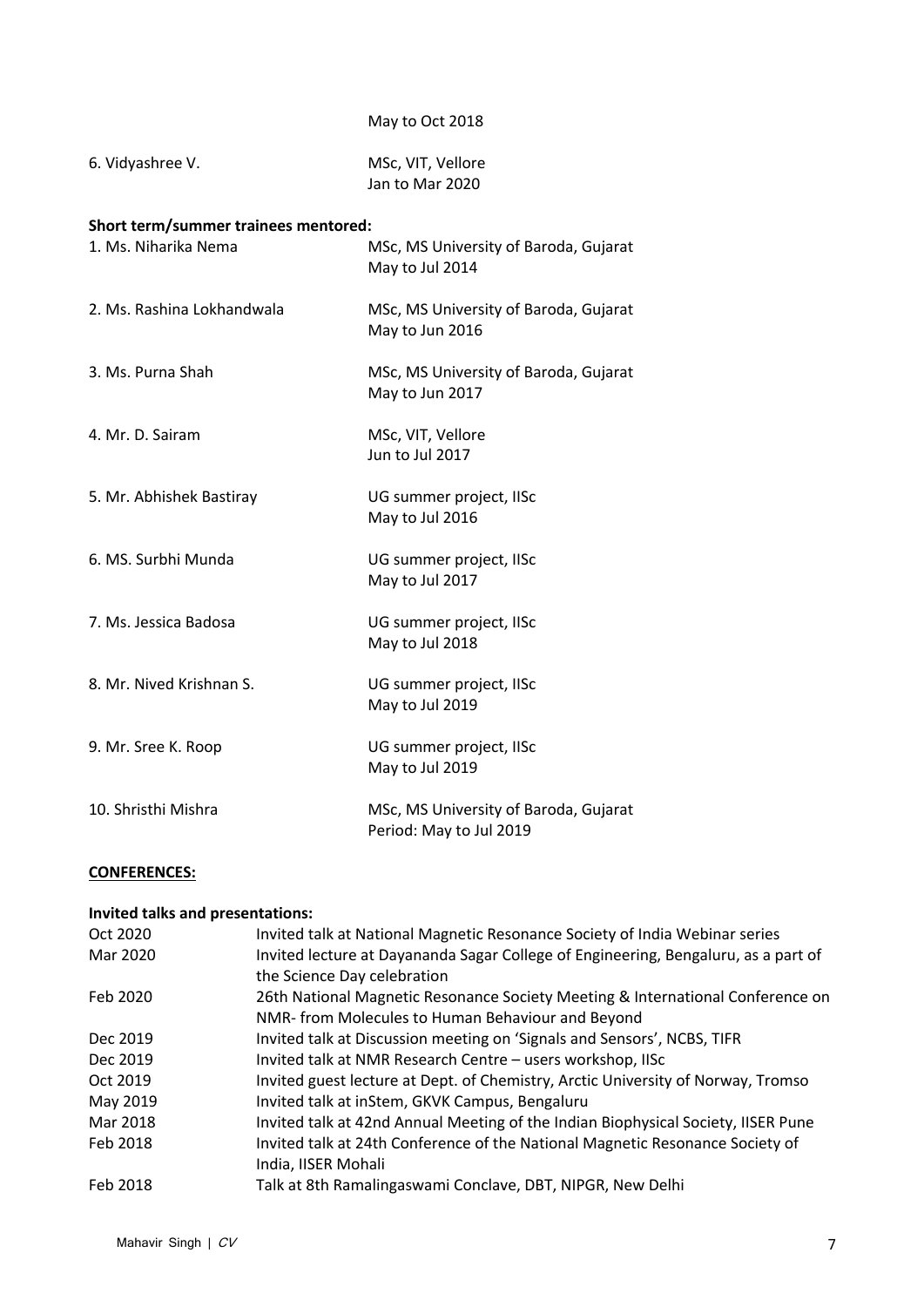May to Oct 2018

6. Vidyashree V. — MSc, VIT, Vellore
Jan to Mar 2020

**Short term/summer trainees mentored:**

1. Ms. Niharika Nema — MSc, MS University of Baroda, Gujarat
May to Jul 2014

2. Ms. Rashina Lokhandwala — MSc, MS University of Baroda, Gujarat
May to Jun 2016

3. Ms. Purna Shah — MSc, MS University of Baroda, Gujarat
May to Jun 2017

4. Mr. D. Sairam — MSc, VIT, Vellore
Jun to Jul 2017

5. Mr. Abhishek Bastiray — UG summer project, IISc
May to Jul 2016

6. MS. Surbhi Munda — UG summer project, IISc
May to Jul 2017

7. Ms. Jessica Badosa — UG summer project, IISc
May to Jul 2018

8. Mr. Nived Krishnan S. — UG summer project, IISc
May to Jul 2019

9. Mr. Sree K. Roop — UG summer project, IISc
May to Jul 2019

10. Shristhi Mishra — MSc, MS University of Baroda, Gujarat
Period: May to Jul 2019

## CONFERENCES:

**Invited talks and presentations:**

| | |
|---|---|
| Oct 2020 | Invited talk at National Magnetic Resonance Society of India Webinar series |
| Mar 2020 | Invited lecture at Dayananda Sagar College of Engineering, Bengaluru, as a part of the Science Day celebration |
| Feb 2020 | 26th National Magnetic Resonance Society Meeting & International Conference on NMR- from Molecules to Human Behaviour and Beyond |
| Dec 2019 | Invited talk at Discussion meeting on 'Signals and Sensors', NCBS, TIFR |
| Dec 2019 | Invited talk at NMR Research Centre – users workshop, IISc |
| Oct 2019 | Invited guest lecture at Dept. of Chemistry, Arctic University of Norway, Tromso |
| May 2019 | Invited talk at inStem, GKVK Campus, Bengaluru |
| Mar 2018 | Invited talk at 42nd Annual Meeting of the Indian Biophysical Society, IISER Pune |
| Feb 2018 | Invited talk at 24th Conference of the National Magnetic Resonance Society of India, IISER Mohali |
| Feb 2018 | Talk at 8th Ramalingaswami Conclave, DBT, NIPGR, New Delhi |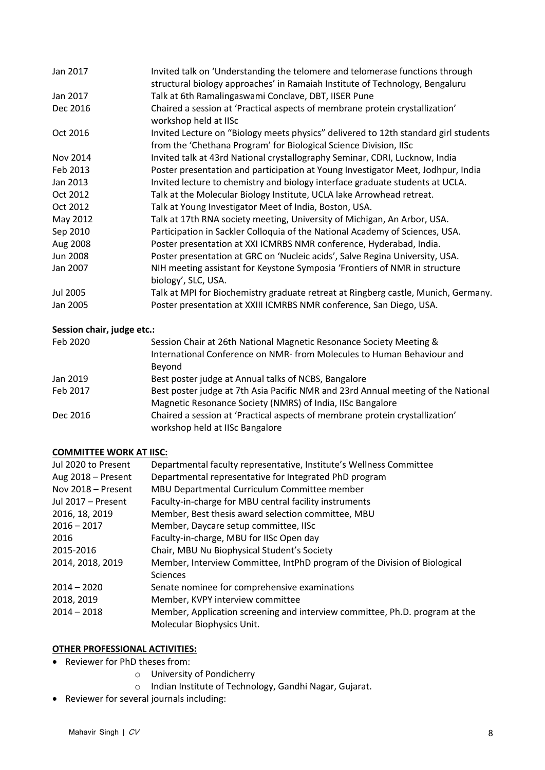| | |
|---|---|
| Jan 2017 | Invited talk on 'Understanding the telomere and telomerase functions through structural biology approaches' in Ramaiah Institute of Technology, Bengaluru |
| Jan 2017 | Talk at 6th Ramalingaswami Conclave, DBT, IISER Pune |
| Dec 2016 | Chaired a session at 'Practical aspects of membrane protein crystallization' workshop held at IISc |
| Oct 2016 | Invited Lecture on "Biology meets physics" delivered to 12th standard girl students from the 'Chethana Program' for Biological Science Division, IISc |
| Nov 2014 | Invited talk at 43rd National crystallography Seminar, CDRI, Lucknow, India |
| Feb 2013 | Poster presentation and participation at Young Investigator Meet, Jodhpur, India |
| Jan 2013 | Invited lecture to chemistry and biology interface graduate students at UCLA. |
| Oct 2012 | Talk at the Molecular Biology Institute, UCLA lake Arrowhead retreat. |
| Oct 2012 | Talk at Young Investigator Meet of India, Boston, USA. |
| May 2012 | Talk at 17th RNA society meeting, University of Michigan, An Arbor, USA. |
| Sep 2010 | Participation in Sackler Colloquia of the National Academy of Sciences, USA. |
| Aug 2008 | Poster presentation at XXI ICMRBS NMR conference, Hyderabad, India. |
| Jun 2008 | Poster presentation at GRC on 'Nucleic acids', Salve Regina University, USA. |
| Jan 2007 | NIH meeting assistant for Keystone Symposia 'Frontiers of NMR in structure biology', SLC, USA. |
| Jul 2005 | Talk at MPI for Biochemistry graduate retreat at Ringberg castle, Munich, Germany. |
| Jan 2005 | Poster presentation at XXIII ICMRBS NMR conference, San Diego, USA. |

**Session chair, judge etc.:**

| | |
|---|---|
| Feb 2020 | Session Chair at 26th National Magnetic Resonance Society Meeting & International Conference on NMR- from Molecules to Human Behaviour and Beyond |
| Jan 2019 | Best poster judge at Annual talks of NCBS, Bangalore |
| Feb 2017 | Best poster judge at 7th Asia Pacific NMR and 23rd Annual meeting of the National Magnetic Resonance Society (NMRS) India, IISc Bangalore |
| Dec 2016 | Chaired a session at 'Practical aspects of membrane protein crystallization' workshop held at IISc Bangalore |

**COMMITTEE WORK AT IISC:**

| | |
|---|---|
| Jul 2020 to Present | Departmental faculty representative, Institute's Wellness Committee |
| Aug 2018 – Present | Departmental representative for Integrated PhD program |
| Nov 2018 – Present | MBU Departmental Curriculum Committee member |
| Jul 2017 – Present | Faculty-in-charge for MBU central facility instruments |
| 2016, 18, 2019 | Member, Best thesis award selection committee, MBU |
| 2016 – 2017 | Member, Daycare setup committee, IISc |
| 2016 | Faculty-in-charge, MBU for IISc Open day |
| 2015-2016 | Chair, MBU Nu Biophysical Student's Society |
| 2014, 2018, 2019 | Member, Interview Committee, IntPhD program of the Division of Biological Sciences |
| 2014 – 2020 | Senate nominee for comprehensive examinations |
| 2018, 2019 | Member, KVPY interview committee |
| 2014 – 2018 | Member, Application screening and interview committee, Ph.D. program at the Molecular Biophysics Unit. |

**OTHER PROFESSIONAL ACTIVITIES:**

- Reviewer for PhD theses from:
  - University of Pondicherry
  - Indian Institute of Technology, Gandhi Nagar, Gujarat.
- Reviewer for several journals including: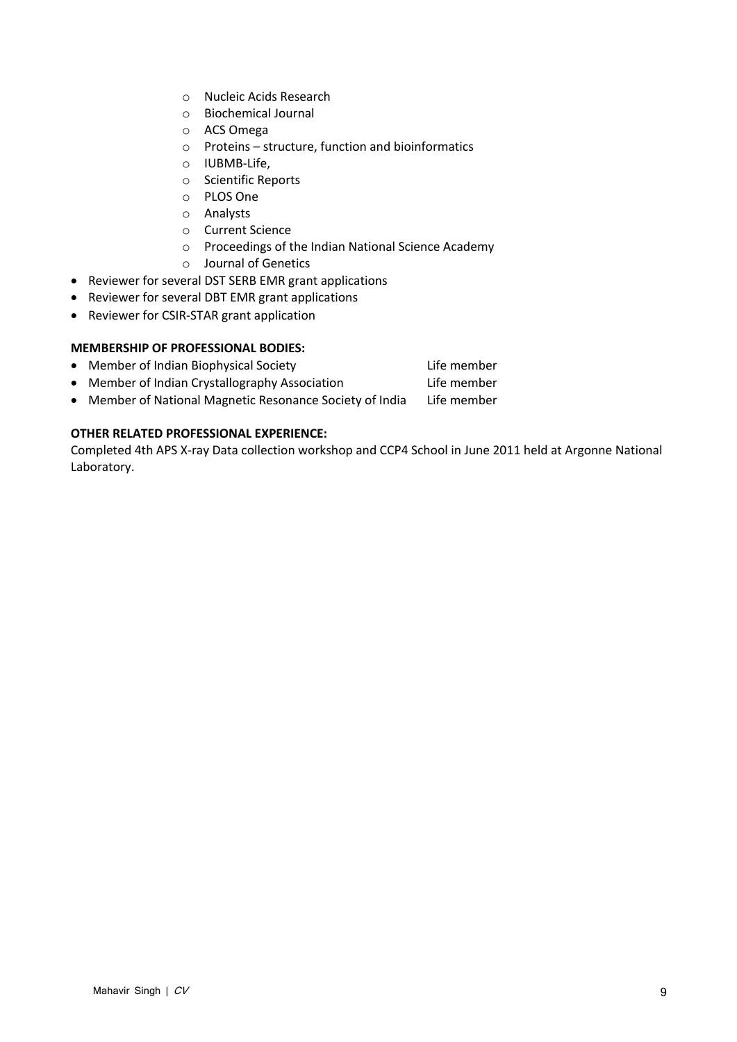- Nucleic Acids Research
  - Biochemical Journal
  - ACS Omega
  - Proteins – structure, function and bioinformatics
  - IUBMB-Life,
  - Scientific Reports
  - PLOS One
  - Analysts
  - Current Science
  - Proceedings of the Indian National Science Academy
  - Journal of Genetics
- Reviewer for several DST SERB EMR grant applications
- Reviewer for several DBT EMR grant applications
- Reviewer for CSIR-STAR grant application

**MEMBERSHIP OF PROFESSIONAL BODIES:**

- Member of Indian Biophysical Society — Life member
- Member of Indian Crystallography Association — Life member
- Member of National Magnetic Resonance Society of India — Life member

**OTHER RELATED PROFESSIONAL EXPERIENCE:**

Completed 4th APS X-ray Data collection workshop and CCP4 School in June 2011 held at Argonne National Laboratory.